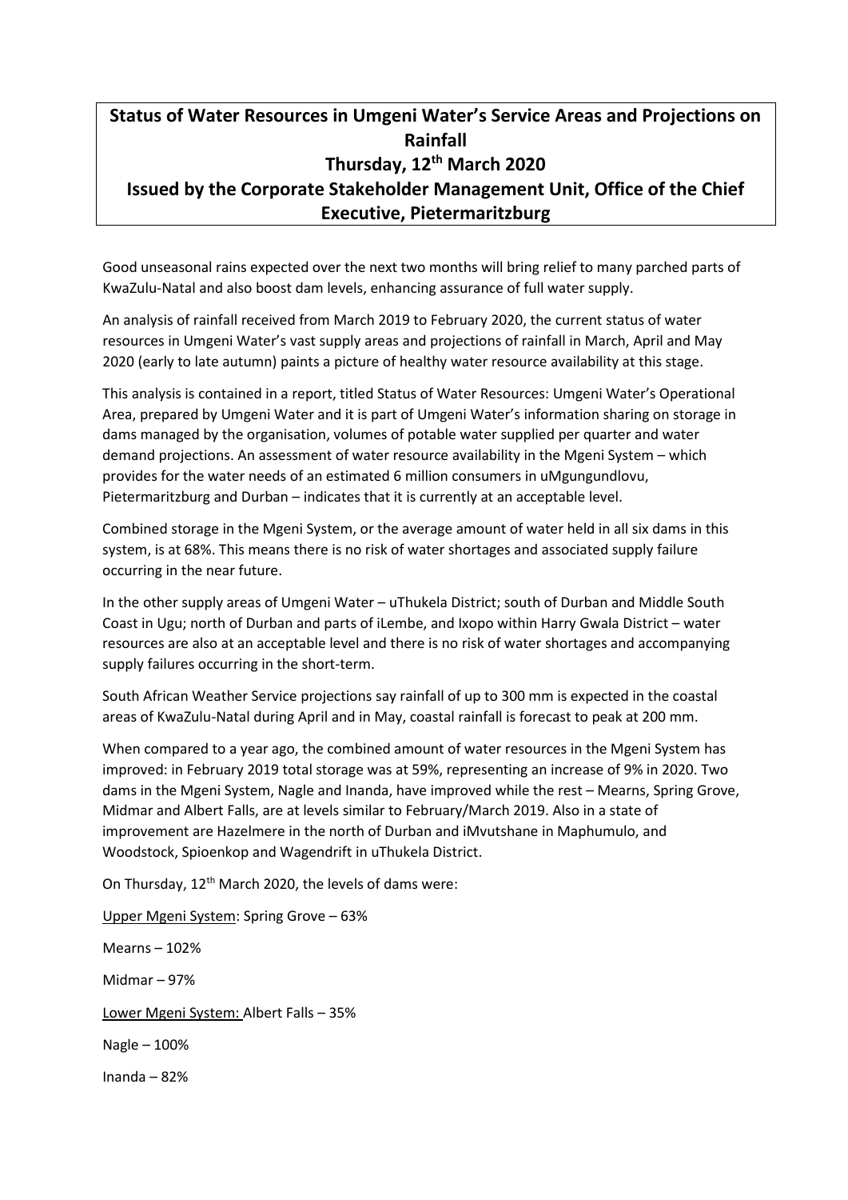# Status of Water Resources in Umgeni Water's Service Areas and Projections on Rainfall

## Thursday, 12th March 2020

## Issued by the Corporate Stakeholder Management Unit, Office of the Chief Executive, Pietermaritzburg

Good unseasonal rains expected over the next two months will bring relief to many parched parts of KwaZulu-Natal and also boost dam levels, enhancing assurance of full water supply.

An analysis of rainfall received from March 2019 to February 2020, the current status of water resources in Umgeni Water's vast supply areas and projections of rainfall in March, April and May 2020 (early to late autumn) paints a picture of healthy water resource availability at this stage.

This analysis is contained in a report, titled Status of Water Resources: Umgeni Water's Operational Area, prepared by Umgeni Water and it is part of Umgeni Water's information sharing on storage in dams managed by the organisation, volumes of potable water supplied per quarter and water demand projections. An assessment of water resource availability in the Mgeni System – which provides for the water needs of an estimated 6 million consumers in uMgungundlovu, Pietermaritzburg and Durban – indicates that it is currently at an acceptable level.

Combined storage in the Mgeni System, or the average amount of water held in all six dams in this system, is at 68%. This means there is no risk of water shortages and associated supply failure occurring in the near future.

In the other supply areas of Umgeni Water – uThukela District; south of Durban and Middle South Coast in Ugu; north of Durban and parts of iLembe, and Ixopo within Harry Gwala District – water resources are also at an acceptable level and there is no risk of water shortages and accompanying supply failures occurring in the short-term.

South African Weather Service projections say rainfall of up to 300 mm is expected in the coastal areas of KwaZulu-Natal during April and in May, coastal rainfall is forecast to peak at 200 mm.

When compared to a year ago, the combined amount of water resources in the Mgeni System has improved: in February 2019 total storage was at 59%, representing an increase of 9% in 2020. Two dams in the Mgeni System, Nagle and Inanda, have improved while the rest – Mearns, Spring Grove, Midmar and Albert Falls, are at levels similar to February/March 2019. Also in a state of improvement are Hazelmere in the north of Durban and iMvutshane in Maphumulo, and Woodstock, Spioenkop and Wagendrift in uThukela District.

On Thursday, 12th March 2020, the levels of dams were:

<u>Upper Mgeni System</u>: Spring Grove – 63%

Mearns – 102%

Midmar – 97%

<u>Lower Mgeni System:</u> Albert Falls – 35%

Nagle – 100%

Inanda – 82%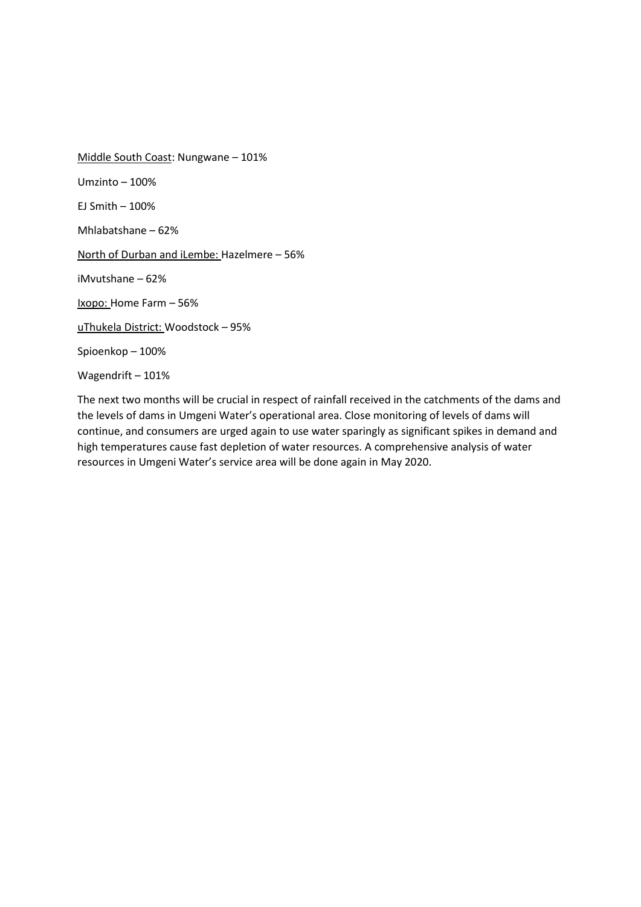Middle South Coast: Nungwane – 101%

Umzinto – 100%

EJ Smith – 100%

Mhlabatshane – 62%

North of Durban and iLembe: Hazelmere – 56%

iMvutshane – 62%

Ixopo: Home Farm – 56%

uThukela District: Woodstock – 95%

Spioenkop – 100%

Wagendrift – 101%

The next two months will be crucial in respect of rainfall received in the catchments of the dams and the levels of dams in Umgeni Water's operational area. Close monitoring of levels of dams will continue, and consumers are urged again to use water sparingly as significant spikes in demand and high temperatures cause fast depletion of water resources. A comprehensive analysis of water resources in Umgeni Water's service area will be done again in May 2020.